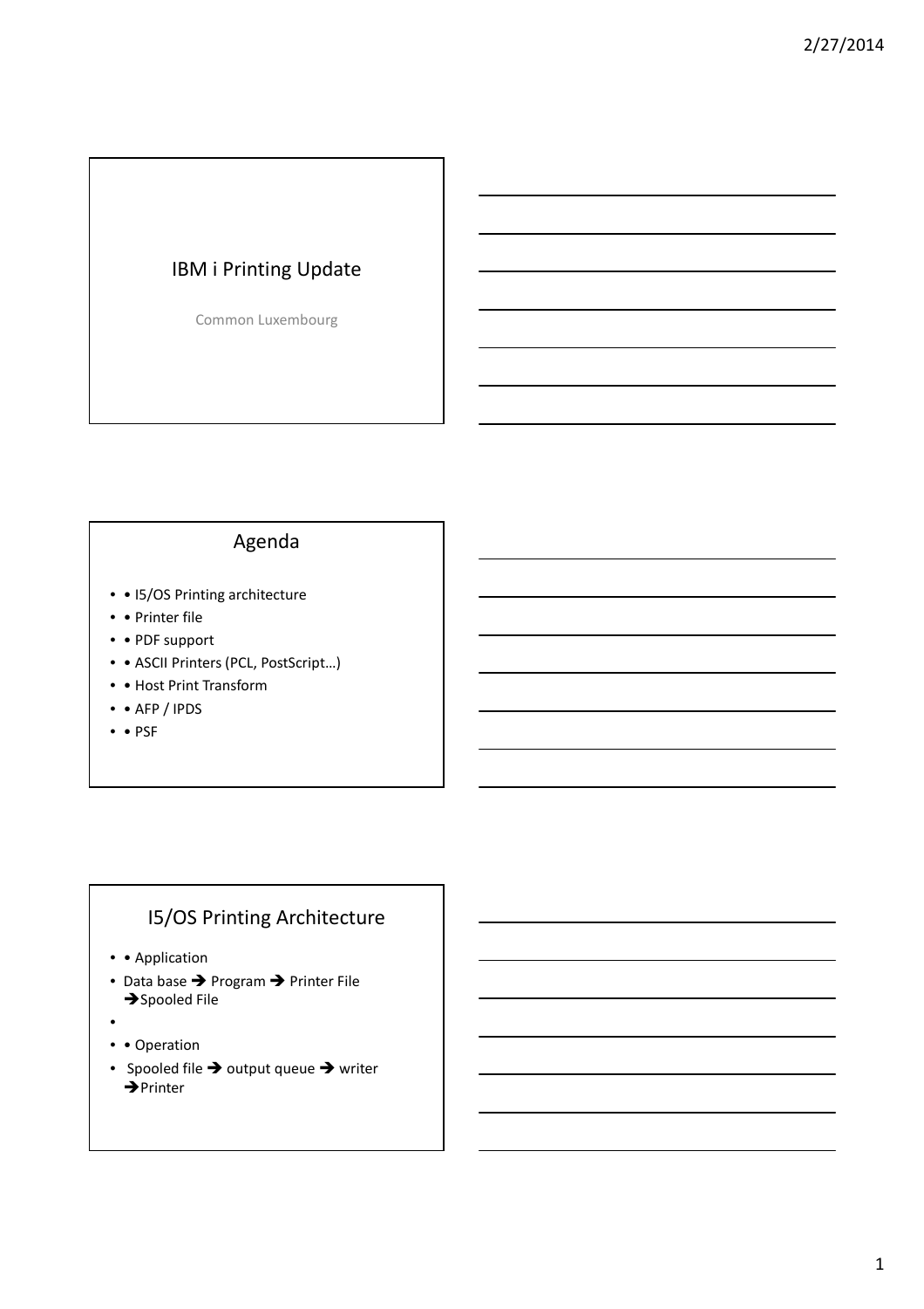# IBM i Printing Update

Common Luxembourg

## Agenda

- • I5/OS Printing architecture
- • Printer file
- • PDF support
- • ASCII Printers (PCL, PostScript…)
- • Host Print Transform
- • AFP / IPDS
- • PSF

## I5/OS Printing Architecture

- • Application
- Data base ➔ Program ➔ Printer File ➔Spooled File
- • Operation
- Spooled file ➔ output queue ➔ writer ➔Printer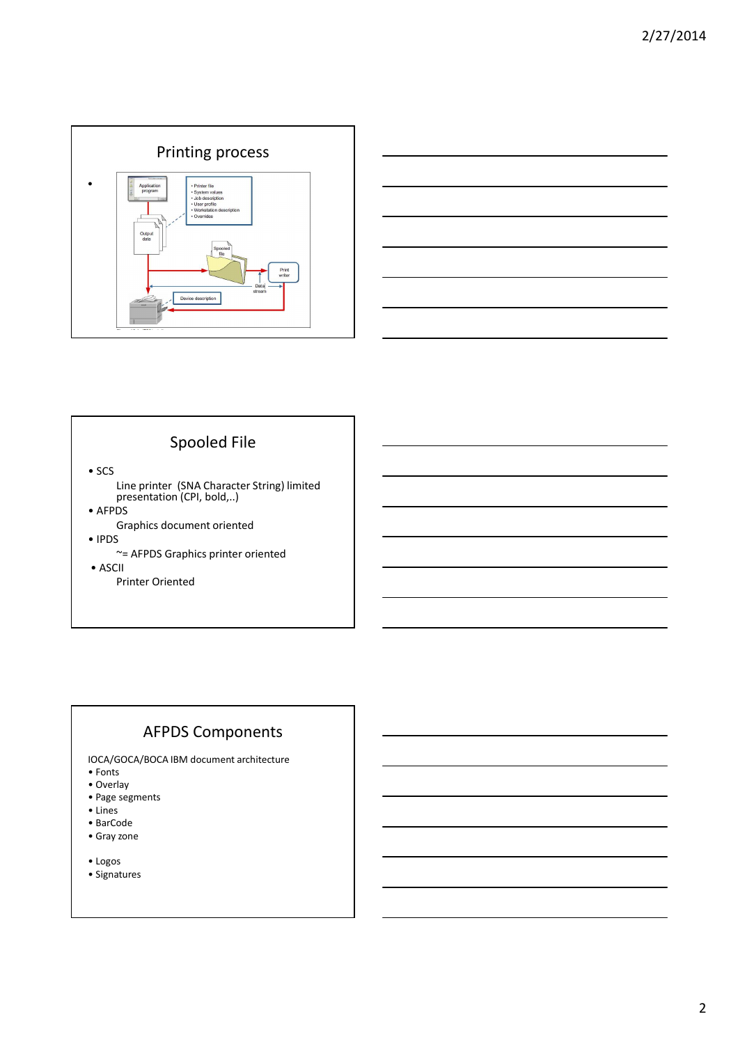## Printing process

- 

## Spooled File

- SCS
  - Line printer (SNA Character String) limited presentation (CPI, bold,..)
- AFPDS
  - Graphics document oriented
- IPDS
  - ~= AFPDS Graphics printer oriented
- ASCII
  - Printer Oriented

## AFPDS Components

IOCA/GOCA/BOCA IBM document architecture

- Fonts
- Overlay
- Page segments
- Lines
- BarCode
- Gray zone

- Logos
- Signatures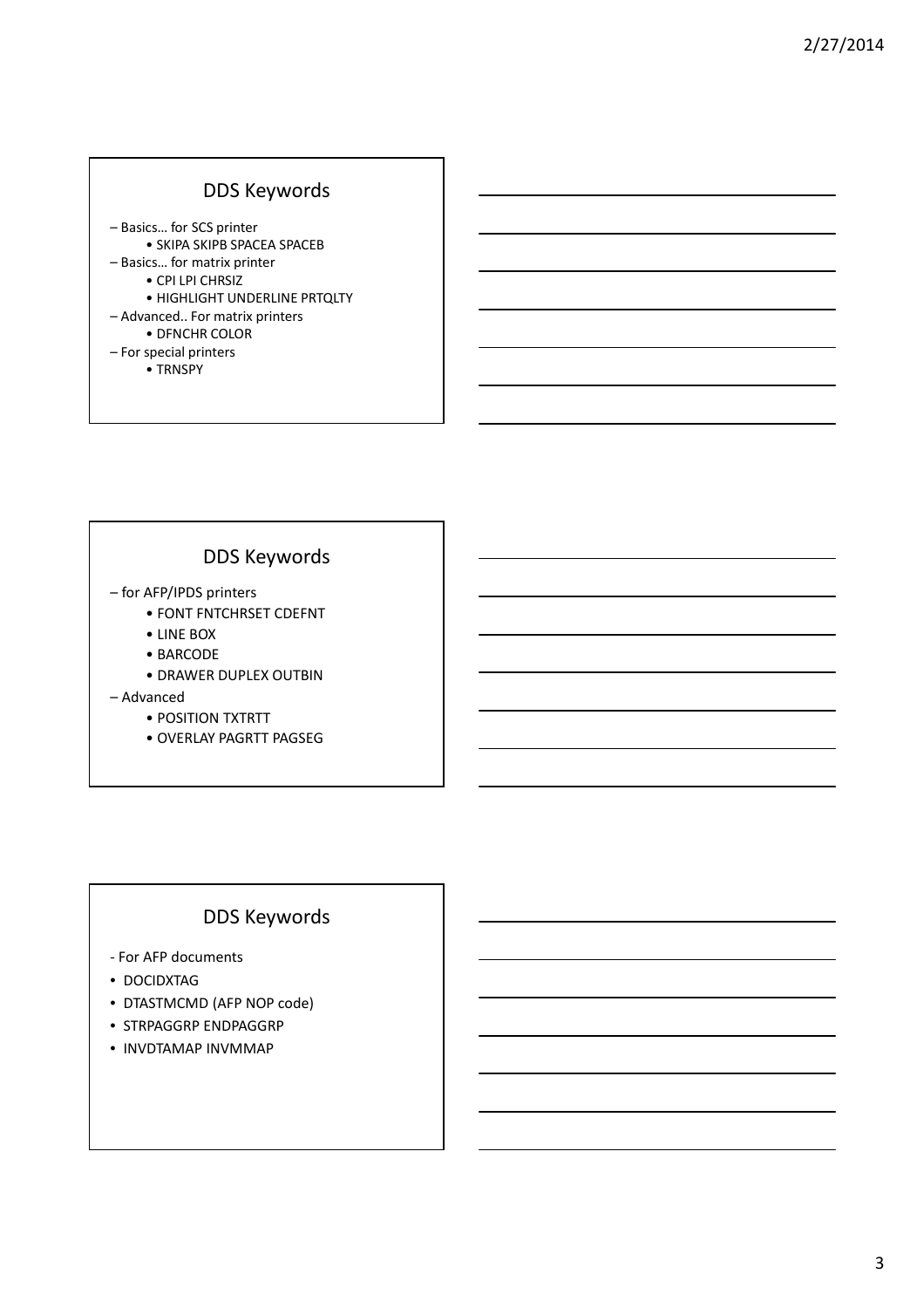## DDS Keywords

- Basics… for SCS printer
  - SKIPA SKIPB SPACEA SPACEB
- Basics… for matrix printer
  - CPI LPI CHRSIZ
  - HIGHLIGHT UNDERLINE PRTQLTY
- Advanced.. For matrix printers
  - DFNCHR COLOR
- For special printers
  - TRNSPY

## DDS Keywords

- for AFP/IPDS printers
  - FONT FNTCHRSET CDEFNT
  - LINE BOX
  - BARCODE
  - DRAWER DUPLEX OUTBIN
- Advanced
  - POSITION TXTRTT
  - OVERLAY PAGRTT PAGSEG

## DDS Keywords

- For AFP documents

- DOCIDXTAG
- DTASTMCMD (AFP NOP code)
- STRPAGGRP ENDPAGGRP
- INVDTAMAP INVMMAP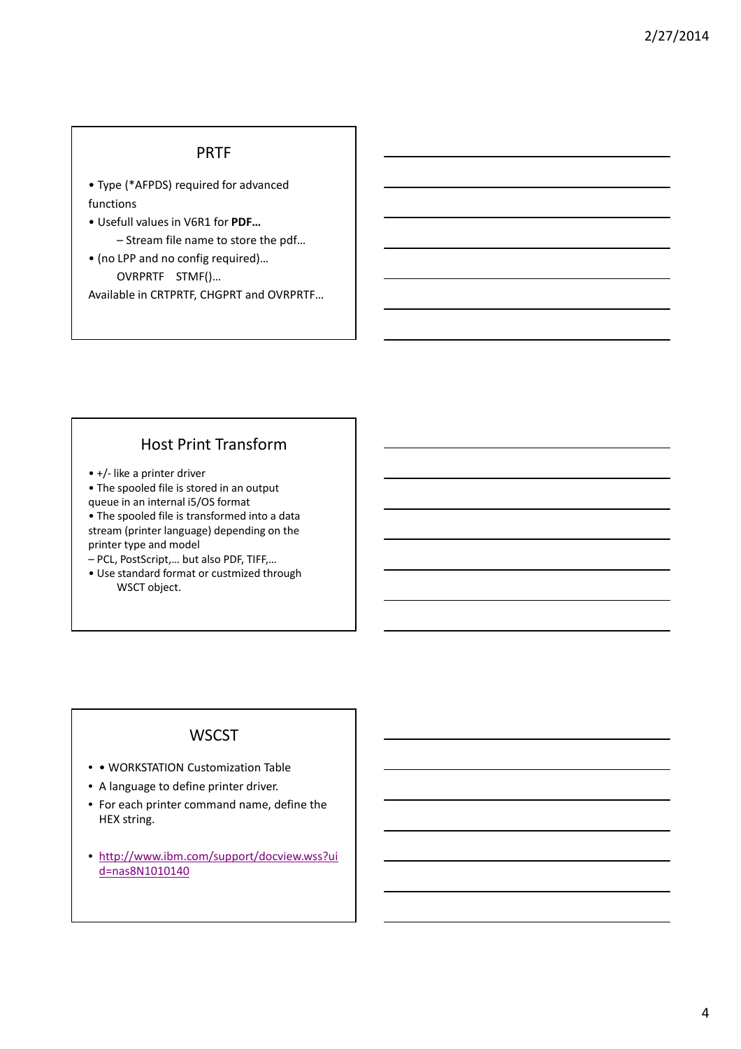## PRTF

- Type (*AFPDS) required for advanced functions
- Usefull values in V6R1 for **PDF…**
  - Stream file name to store the pdf…
- (no LPP and no config required)…
  OVRPRTF STMF()…

Available in CRTPRTF, CHGPRT and OVRPRTF…

## Host Print Transform

- +/- like a printer driver
- The spooled file is stored in an output queue in an internal i5/OS format
- The spooled file is transformed into a data stream (printer language) depending on the printer type and model

– PCL, PostScript,… but also PDF, TIFF,…

- Use standard format or custmized through WSCT object.

## WSCST

- • WORKSTATION Customization Table
- A language to define printer driver.
- For each printer command name, define the HEX string.
- http://www.ibm.com/support/docview.wss?uid=nas8N1010140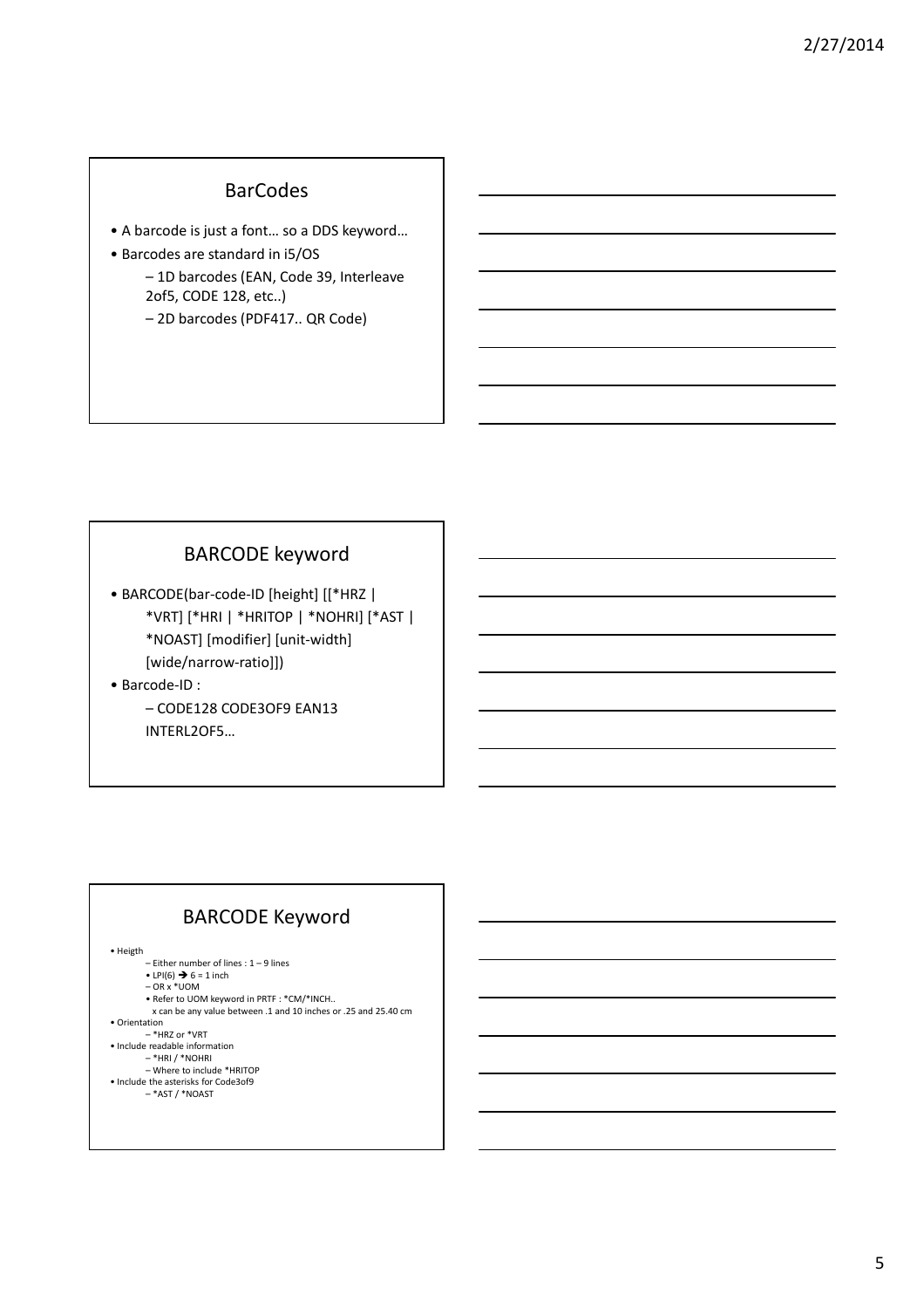## BarCodes

- A barcode is just a font… so a DDS keyword…
- Barcodes are standard in i5/OS
  - 1D barcodes (EAN, Code 39, Interleave 2of5, CODE 128, etc..)
  - 2D barcodes (PDF417.. QR Code)

## BARCODE keyword

- BARCODE(bar-code-ID [height] [[*HRZ | *VRT] [*HRI | *HRITOP | *NOHRI] [*AST | *NOAST] [modifier] [unit-width] [wide/narrow-ratio]])
- Barcode-ID :
  - CODE128 CODE3OF9 EAN13 INTERL2OF5…

## BARCODE Keyword

- Heigth
  - Either number of lines : 1 – 9 lines
    - LPI(6) → 6 = 1 inch
  - OR x *UOM
    - Refer to UOM keyword in PRTF : *CM/*INCH..

      x can be any value between .1 and 10 inches or .25 and 25.40 cm
- Orientation
  - *HRZ or *VRT
- Include readable information
  - *HRI / *NOHRI
  - Where to include *HRITOP
- Include the asterisks for Code3of9
  - *AST / *NOAST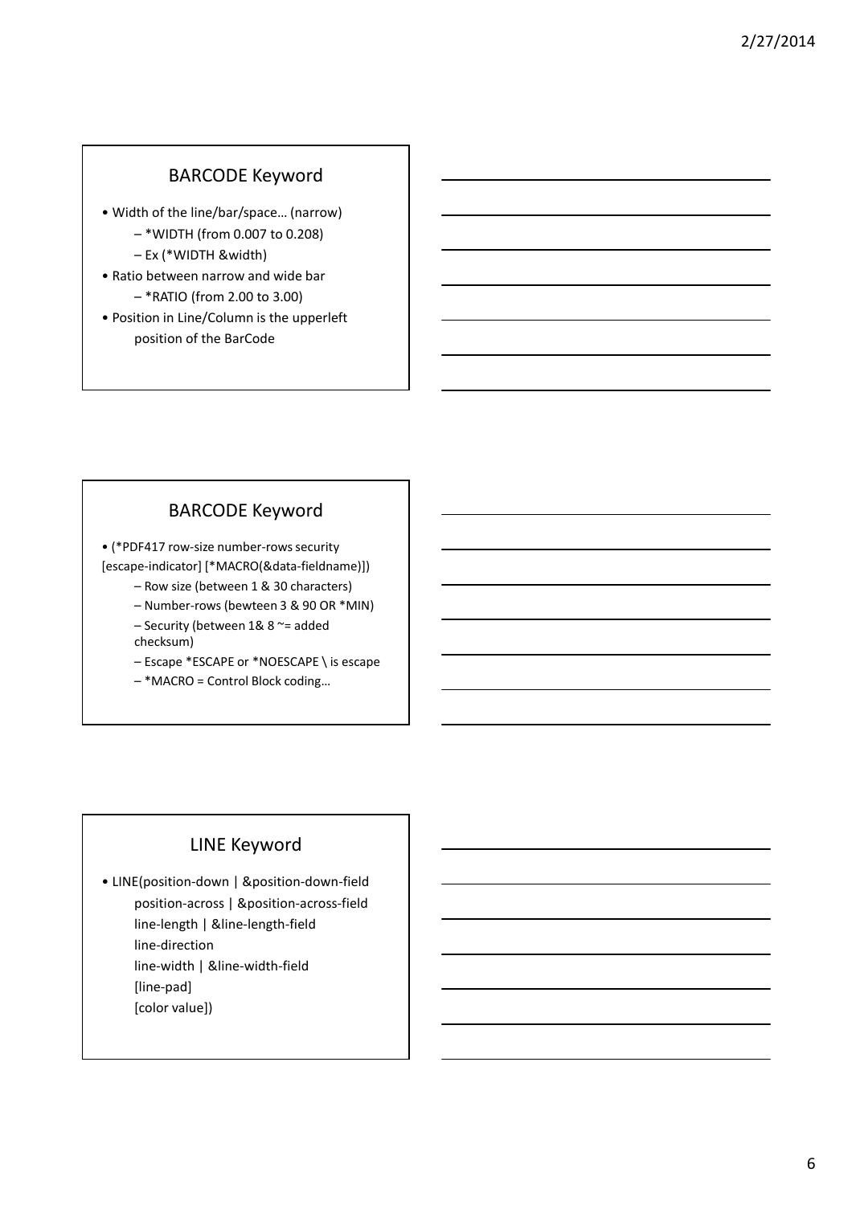## BARCODE Keyword

- Width of the line/bar/space… (narrow)
  - *WIDTH (from 0.007 to 0.208)
  - Ex (*WIDTH &width)
- Ratio between narrow and wide bar
  - *RATIO (from 2.00 to 3.00)
- Position in Line/Column is the upperleft position of the BarCode

## BARCODE Keyword

- (*PDF417 row-size number-rows security [escape-indicator] [*MACRO(&data-fieldname)])
  - Row size (between 1 & 30 characters)
  - Number-rows (bewteen 3 & 90 OR *MIN)
  - Security (between 1& 8 ~= added checksum)
  - Escape *ESCAPE or *NOESCAPE \ is escape
  - *MACRO = Control Block coding…

## LINE Keyword

- LINE(position-down | &position-down-field
  position-across | &position-across-field
  line-length | &line-length-field
  line-direction
  line-width | &line-width-field
  [line-pad]
  [color value])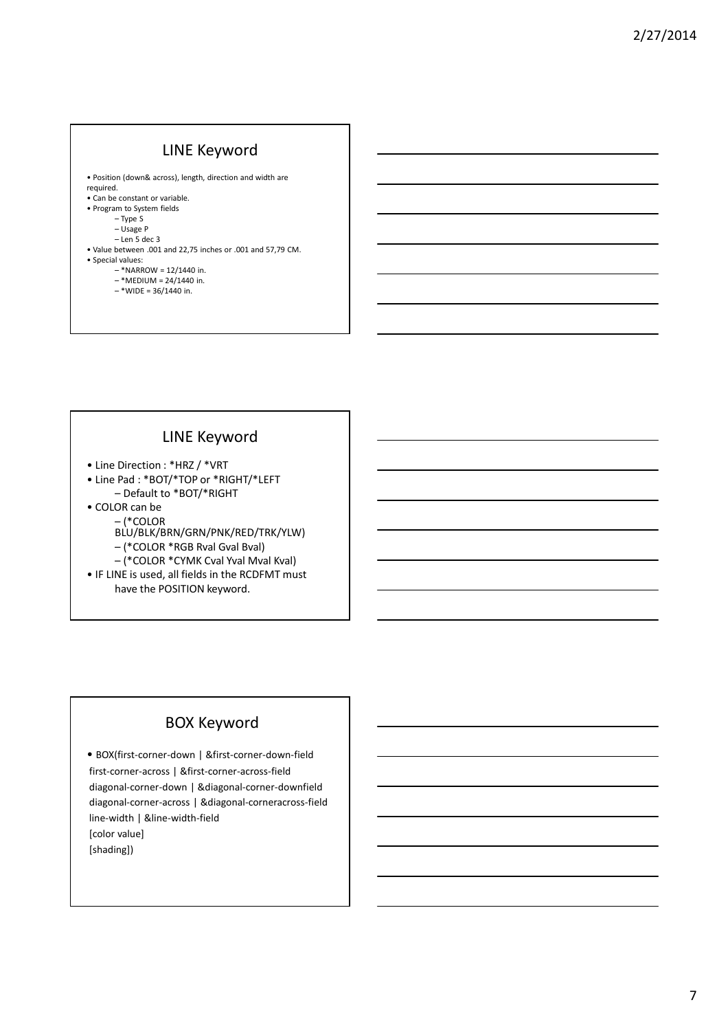## LINE Keyword

- Position (down& across), length, direction and width are required.
- Can be constant or variable.
- Program to System fields
  - Type S
  - Usage P
  - Len 5 dec 3
- Value between .001 and 22,75 inches or .001 and 57,79 CM.
- Special values:
  - *NARROW = 12/1440 in.
  - *MEDIUM = 24/1440 in.
  - *WIDE = 36/1440 in.

## LINE Keyword

- Line Direction : *HRZ / *VRT
- Line Pad : *BOT/*TOP or *RIGHT/*LEFT
  - Default to *BOT/*RIGHT
- COLOR can be
  - (*COLOR BLU/BLK/BRN/GRN/PNK/RED/TRK/YLW)
  - (*COLOR *RGB Rval Gval Bval)
  - (*COLOR *CYMK Cval Yval Mval Kval)
- IF LINE is used, all fields in the RCDFMT must have the POSITION keyword.

## BOX Keyword

- BOX(first-corner-down | &first-corner-down-field
  first-corner-across | &first-corner-across-field
  diagonal-corner-down | &diagonal-corner-downfield
  diagonal-corner-across | &diagonal-corneracross-field
  line-width | &line-width-field
  [color value]
  [shading])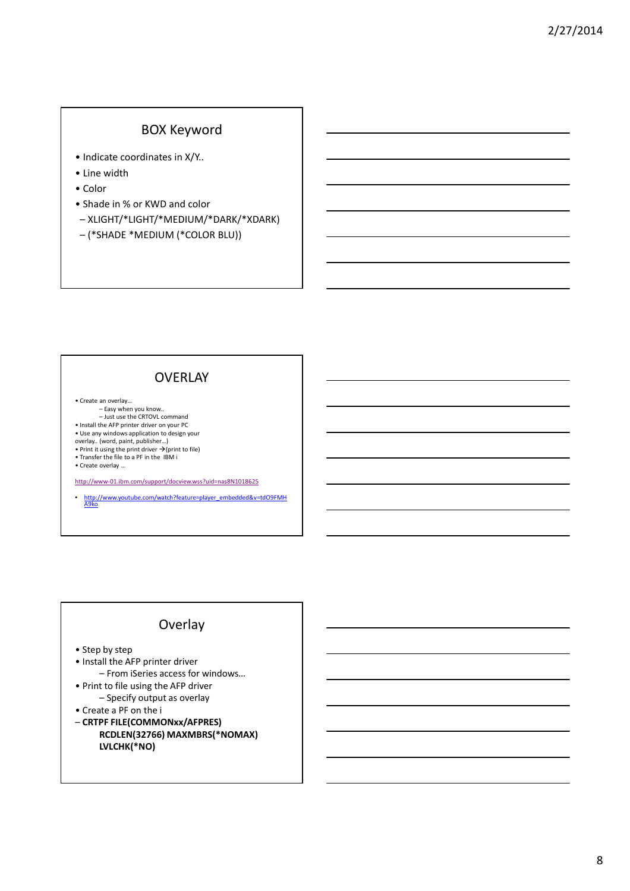## BOX Keyword

- Indicate coordinates in X/Y..
- Line width
- Color
- Shade in % or KWD and color
  - XLIGHT/*LIGHT/*MEDIUM/*DARK/*XDARK)
  - (*SHADE *MEDIUM (*COLOR BLU))

## OVERLAY

- Create an overlay…
  - Easy when you know..
  - Just use the CRTOVL command
- Install the AFP printer driver on your PC
- Use any windows application to design your overlay.. (word, paint, publisher…)
- Print it using the print driver → (print to file)
- Transfer the file to a PF in the IBM i
- Create overlay …

http://www-01.ibm.com/support/docview.wss?uid=nas8N1018625

- http://www.youtube.com/watch?feature=player_embedded&v=tdO9FMHA9ko

## Overlay

- Step by step
- Install the AFP printer driver
  - From iSeries access for windows…
- Print to file using the AFP driver
  - Specify output as overlay
- Create a PF on the i
- **CRTPF FILE(COMMONxx/AFPRES) RCDLEN(32766) MAXMBRS(*NOMAX) LVLCHK(*NO)**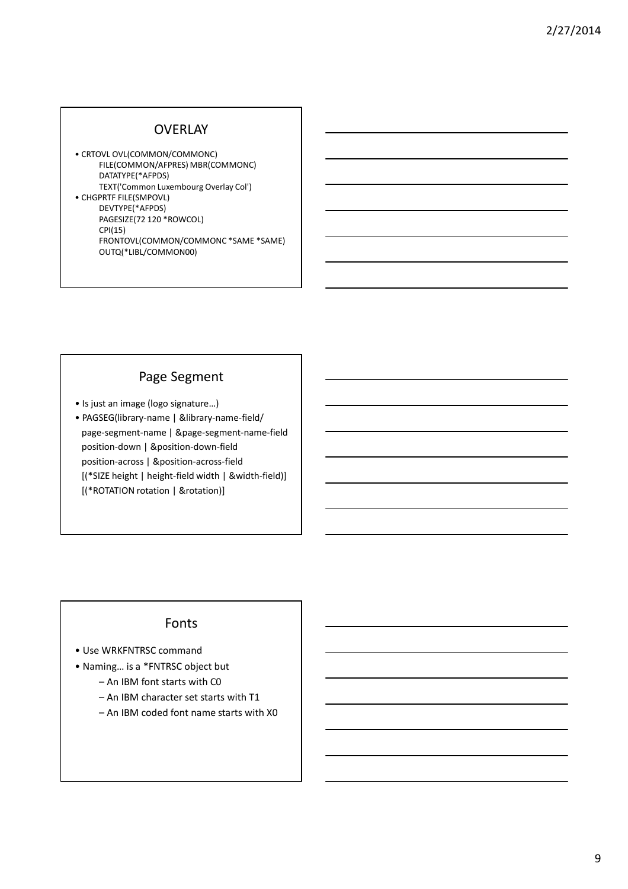## OVERLAY

- CRTOVL OVL(COMMON/COMMONC)
  FILE(COMMON/AFPRES) MBR(COMMONC)
  DATATYPE(*AFPDS)
  TEXT('Common Luxembourg Overlay Col')
- CHGPRTF FILE(SMPOVL)
  DEVTYPE(*AFPDS)
  PAGESIZE(72 120 *ROWCOL)
  CPI(15)
  FRONTOVL(COMMON/COMMONC *SAME *SAME)
  OUTQ(*LIBL/COMMON00)

## Page Segment

- Is just an image (logo signature…)
- PAGSEG(library-name | &library-name-field/
  page-segment-name | &page-segment-name-field
  position-down | &position-down-field
  position-across | &position-across-field
  [(*SIZE height | height-field width | &width-field)]
  [(*ROTATION rotation | &rotation)]

## Fonts

- Use WRKFNTRSC command
- Naming… is a *FNTRSC object but
  - An IBM font starts with C0
  - An IBM character set starts with T1
  - An IBM coded font name starts with X0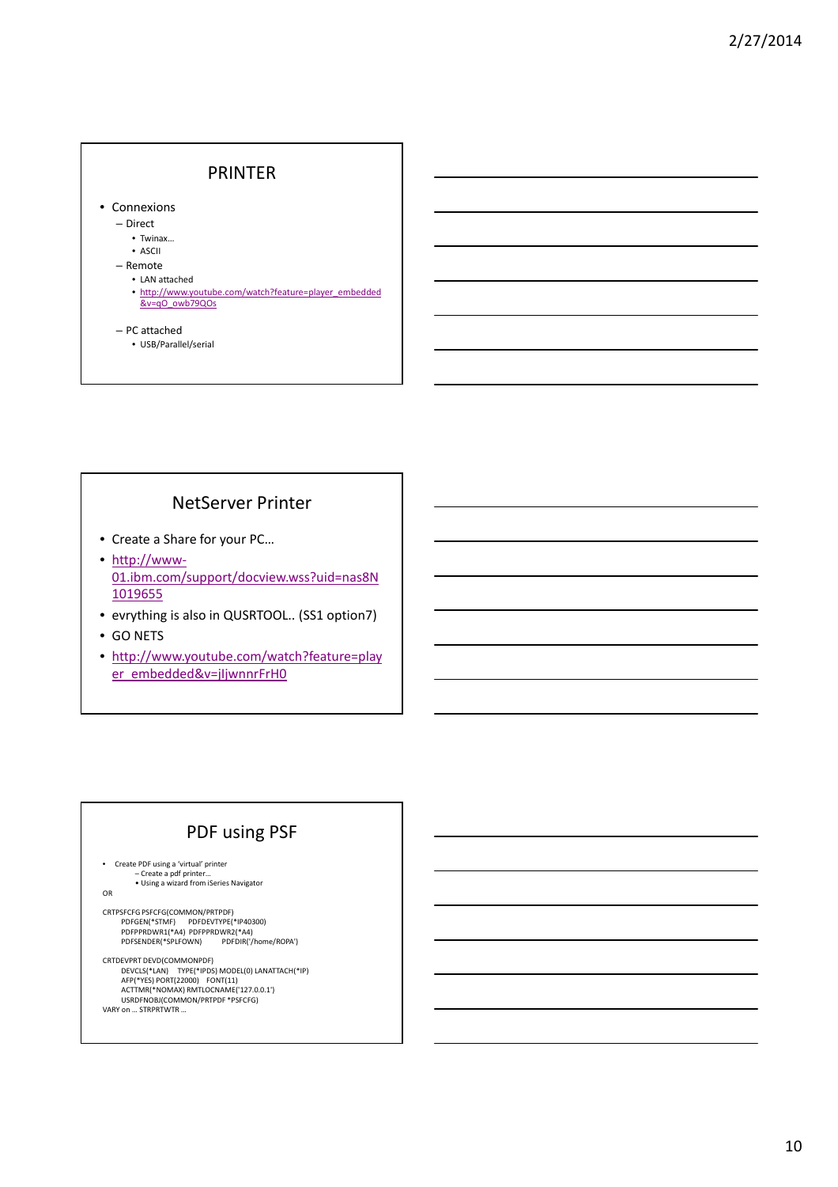## PRINTER

- Connexions
  - Direct
    - Twinax…
    - ASCII
  - Remote
    - LAN attached
    - http://www.youtube.com/watch?feature=player_embedded&v=qO_owb79QOs
  - PC attached
    - USB/Parallel/serial

## NetServer Printer

- Create a Share for your PC…
- http://www-01.ibm.com/support/docview.wss?uid=nas8N1019655
- evrything is also in QUSRTOOL.. (SS1 option7)
- GO NETS
- http://www.youtube.com/watch?feature=player_embedded&v=jIjwnnrFrH0

## PDF using PSF

- Create PDF using a 'virtual' printer
  - Create a pdf printer…
    - Using a wizard from iSeries Navigator

OR

```
CRTPSFCFG PSFCFG(COMMON/PRTPDF)
      PDFGEN(*STMF)      PDFDEVTYPE(*IP40300)
      PDFPPRDWR1(*A4)  PDFPPRDWR2(*A4)
      PDFSENDER(*SPLFOWN)       PDFDIR('/home/ROPA')

CRTDEVPRT DEVD(COMMONPDF)
      DEVCLS(*LAN)    TYPE(*IPDS) MODEL(0) LANATTACH(*IP)
      AFP(*YES) PORT(22000)    FONT(11)
      ACTTMR(*NOMAX) RMTLOCNAME('127.0.0.1')
      USRDFNOBJ(COMMON/PRTPDF *PSFCFG)
VARY on … STRPRTWTR …
```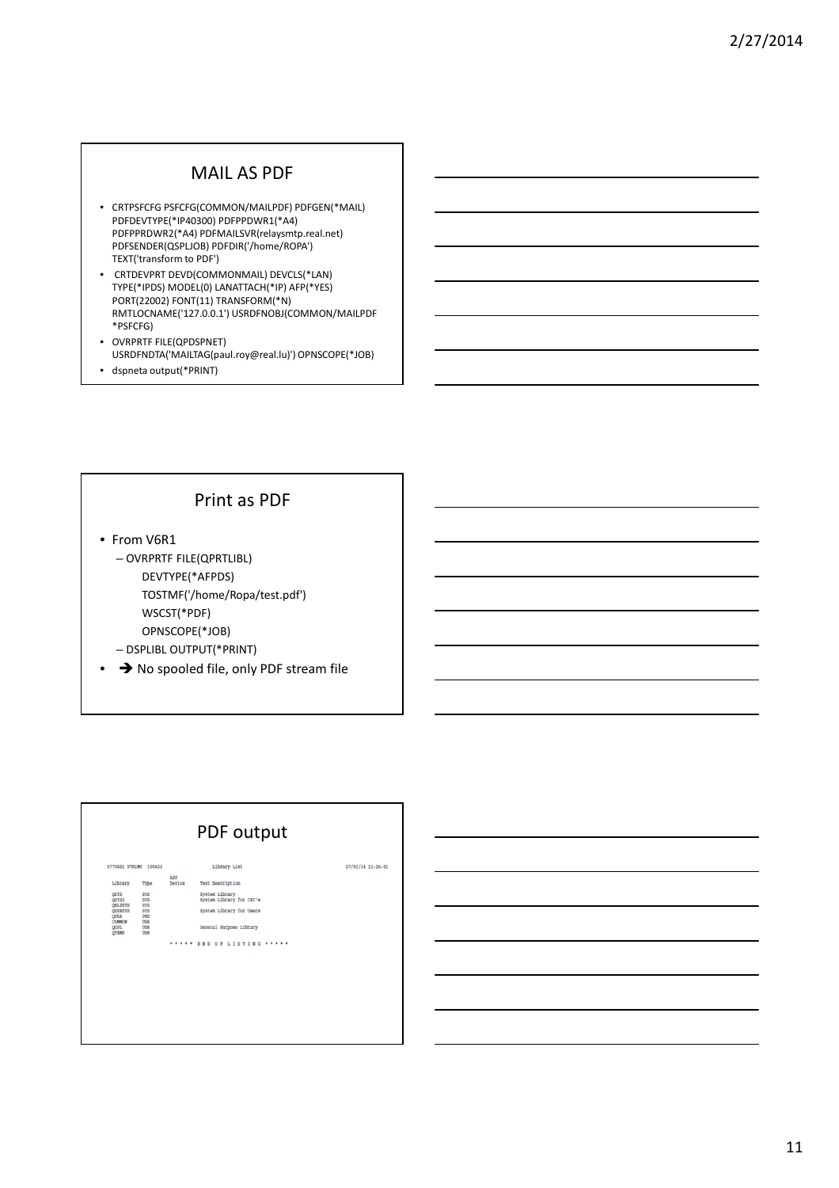## MAIL AS PDF

- CRTPSFCFG PSFCFG(COMMON/MAILPDF) PDFGEN(*MAIL) PDFDEVTYPE(*IP40300) PDFPPDWR1(*A4) PDFPPRDWR2(*A4) PDFMAILSVR(relaysmtp.real.net) PDFSENDER(QSPLJOB) PDFDIR('/home/ROPA') TEXT('transform to PDF')
- CRTDEVPRT DEVD(COMMONMAIL) DEVCLS(*LAN) TYPE(*IPDS) MODEL(0) LANATTACH(*IP) AFP(*YES) PORT(22002) FONT(11) TRANSFORM(*N) RMTLOCNAME('127.0.0.1') USRDFNOBJ(COMMON/MAILPDF *PSFCFG)
- OVRPRTF FILE(QPDSPNET) USRDFNDTA('MAILTAG(paul.roy@real.lu)') OPNSCOPE(*JOB)
- dspneta output(*PRINT)

## Print as PDF

- From V6R1
  - OVRPRTF FILE(QPRTLIBL)
    DEVTYPE(*AFPDS)
    TOSTMF('/home/Ropa/test.pdf')
    WSCST(*PDF)
    OPNSCOPE(*JOB)
  - DSPLIBL OUTPUT(*PRINT)
- ➔ No spooled file, only PDF stream file

## PDF output

```
5770SS1 V7R1M0 100423                Library List                         27/02/14 11:26:31

                           ASP
  Library     Type         Device    Text Description

  QSYS        SYS                    System Library
  QSYS2       SYS                    System Library for CPI's
  QHLPSYS     SYS
  QUSRSYS     SYS                    System Library for Users
  QGDA        PRD
  COMMON      USR
  QGPL        USR                    General Purpose Library
  QTEMP       USR

                    * * * * *  E N D  O F  L I S T I N G  * * * * *
```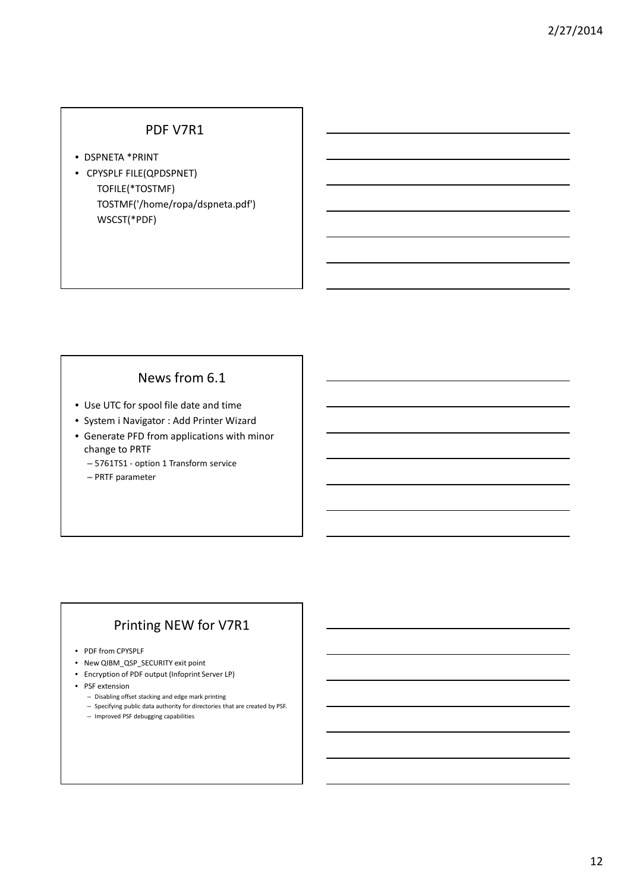## PDF V7R1

- DSPNETA *PRINT
- CPYSPLF FILE(QPDSPNET)
  TOFILE(*TOSTMF)
  TOSTMF('/home/ropa/dspneta.pdf')
  WSCST(*PDF)

## News from 6.1

- Use UTC for spool file date and time
- System i Navigator : Add Printer Wizard
- Generate PFD from applications with minor change to PRTF
  - 5761TS1 - option 1 Transform service
  - PRTF parameter

## Printing NEW for V7R1

- PDF from CPYSPLF
- New QIBM_QSP_SECURITY exit point
- Encryption of PDF output (Infoprint Server LP)
- PSF extension
  - Disabling offset stacking and edge mark printing
  - Specifying public data authority for directories that are created by PSF.
  - Improved PSF debugging capabilities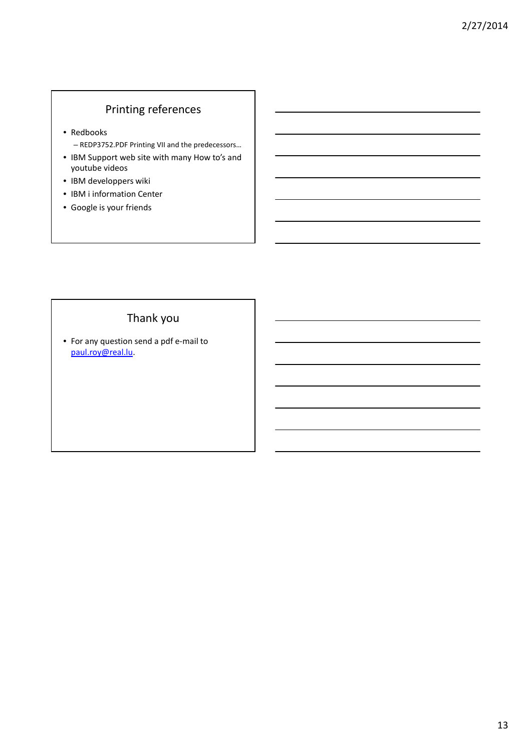## Printing references

- Redbooks
  - REDP3752.PDF Printing VII and the predecessors…
- IBM Support web site with many How to's and youtube videos
- IBM developpers wiki
- IBM i information Center
- Google is your friends

## Thank you

- For any question send a pdf e-mail to paul.roy@real.lu.